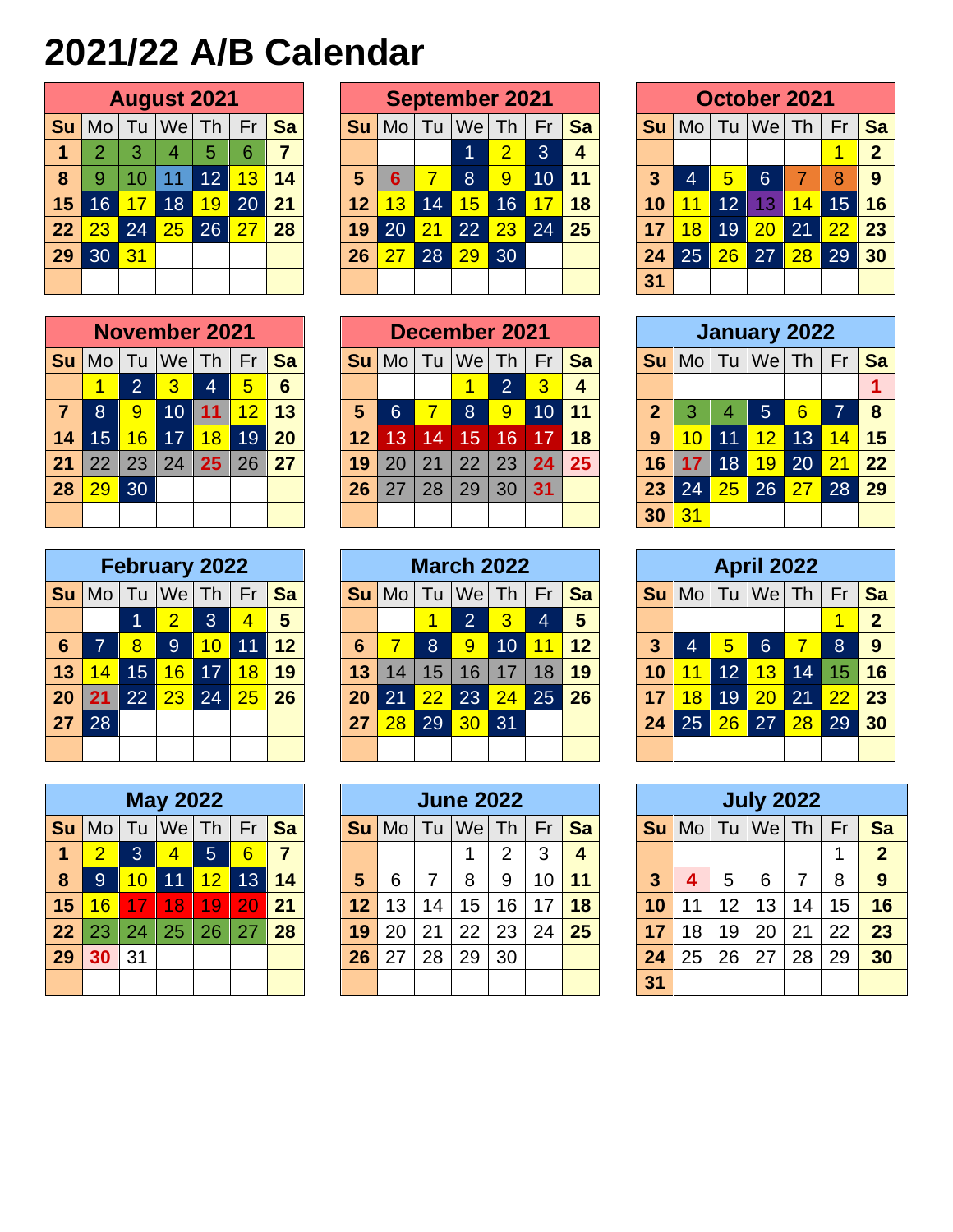# 2021/22 A/B Calendar

## August 2021

| Su | Mo | Tu | We | Th | Fr | Sa |
|---|---|---|---|---|---|---|
| 1 | 2 | 3 | 4 | 5 | 6 | 7 |
| 8 | 9 | 10 | 11 | 12 | 13 | 14 |
| 15 | 16 | 17 | 18 | 19 | 20 | 21 |
| 22 | 23 | 24 | 25 | 26 | 27 | 28 |
| 29 | 30 | 31 | | | | |

## September 2021

| Su | Mo | Tu | We | Th | Fr | Sa |
|---|---|---|---|---|---|---|
| | | | 1 | 2 | 3 | 4 |
| 5 | 6 | 7 | 8 | 9 | 10 | 11 |
| 12 | 13 | 14 | 15 | 16 | 17 | 18 |
| 19 | 20 | 21 | 22 | 23 | 24 | 25 |
| 26 | 27 | 28 | 29 | 30 | | |

## October 2021

| Su | Mo | Tu | We | Th | Fr | Sa |
|---|---|---|---|---|---|---|
| | | | | | 1 | 2 |
| 3 | 4 | 5 | 6 | 7 | 8 | 9 |
| 10 | 11 | 12 | 13 | 14 | 15 | 16 |
| 17 | 18 | 19 | 20 | 21 | 22 | 23 |
| 24 | 25 | 26 | 27 | 28 | 29 | 30 |
| 31 | | | | | | |

## November 2021

| Su | Mo | Tu | We | Th | Fr | Sa |
|---|---|---|---|---|---|---|
| | 1 | 2 | 3 | 4 | 5 | 6 |
| 7 | 8 | 9 | 10 | 11 | 12 | 13 |
| 14 | 15 | 16 | 17 | 18 | 19 | 20 |
| 21 | 22 | 23 | 24 | 25 | 26 | 27 |
| 28 | 29 | 30 | | | | |

## December 2021

| Su | Mo | Tu | We | Th | Fr | Sa |
|---|---|---|---|---|---|---|
| | | | 1 | 2 | 3 | 4 |
| 5 | 6 | 7 | 8 | 9 | 10 | 11 |
| 12 | 13 | 14 | 15 | 16 | 17 | 18 |
| 19 | 20 | 21 | 22 | 23 | 24 | 25 |
| 26 | 27 | 28 | 29 | 30 | 31 | |

## January 2022

| Su | Mo | Tu | We | Th | Fr | Sa |
|---|---|---|---|---|---|---|
| | | | | | | 1 |
| 2 | 3 | 4 | 5 | 6 | 7 | 8 |
| 9 | 10 | 11 | 12 | 13 | 14 | 15 |
| 16 | 17 | 18 | 19 | 20 | 21 | 22 |
| 23 | 24 | 25 | 26 | 27 | 28 | 29 |
| 30 | 31 | | | | | |

## February 2022

| Su | Mo | Tu | We | Th | Fr | Sa |
|---|---|---|---|---|---|---|
| | | 1 | 2 | 3 | 4 | 5 |
| 6 | 7 | 8 | 9 | 10 | 11 | 12 |
| 13 | 14 | 15 | 16 | 17 | 18 | 19 |
| 20 | 21 | 22 | 23 | 24 | 25 | 26 |
| 27 | 28 | | | | | |

## March 2022

| Su | Mo | Tu | We | Th | Fr | Sa |
|---|---|---|---|---|---|---|
| | | 1 | 2 | 3 | 4 | 5 |
| 6 | 7 | 8 | 9 | 10 | 11 | 12 |
| 13 | 14 | 15 | 16 | 17 | 18 | 19 |
| 20 | 21 | 22 | 23 | 24 | 25 | 26 |
| 27 | 28 | 29 | 30 | 31 | | |

## April 2022

| Su | Mo | Tu | We | Th | Fr | Sa |
|---|---|---|---|---|---|---|
| | | | | | 1 | 2 |
| 3 | 4 | 5 | 6 | 7 | 8 | 9 |
| 10 | 11 | 12 | 13 | 14 | 15 | 16 |
| 17 | 18 | 19 | 20 | 21 | 22 | 23 |
| 24 | 25 | 26 | 27 | 28 | 29 | 30 |

## May 2022

| Su | Mo | Tu | We | Th | Fr | Sa |
|---|---|---|---|---|---|---|
| 1 | 2 | 3 | 4 | 5 | 6 | 7 |
| 8 | 9 | 10 | 11 | 12 | 13 | 14 |
| 15 | 16 | 17 | 18 | 19 | 20 | 21 |
| 22 | 23 | 24 | 25 | 26 | 27 | 28 |
| 29 | 30 | 31 | | | | |

## June 2022

| Su | Mo | Tu | We | Th | Fr | Sa |
|---|---|---|---|---|---|---|
| | | | 1 | 2 | 3 | 4 |
| 5 | 6 | 7 | 8 | 9 | 10 | 11 |
| 12 | 13 | 14 | 15 | 16 | 17 | 18 |
| 19 | 20 | 21 | 22 | 23 | 24 | 25 |
| 26 | 27 | 28 | 29 | 30 | | |

## July 2022

| Su | Mo | Tu | We | Th | Fr | Sa |
|---|---|---|---|---|---|---|
| | | | | | 1 | 2 |
| 3 | 4 | 5 | 6 | 7 | 8 | 9 |
| 10 | 11 | 12 | 13 | 14 | 15 | 16 |
| 17 | 18 | 19 | 20 | 21 | 22 | 23 |
| 24 | 25 | 26 | 27 | 28 | 29 | 30 |
| 31 | | | | | | |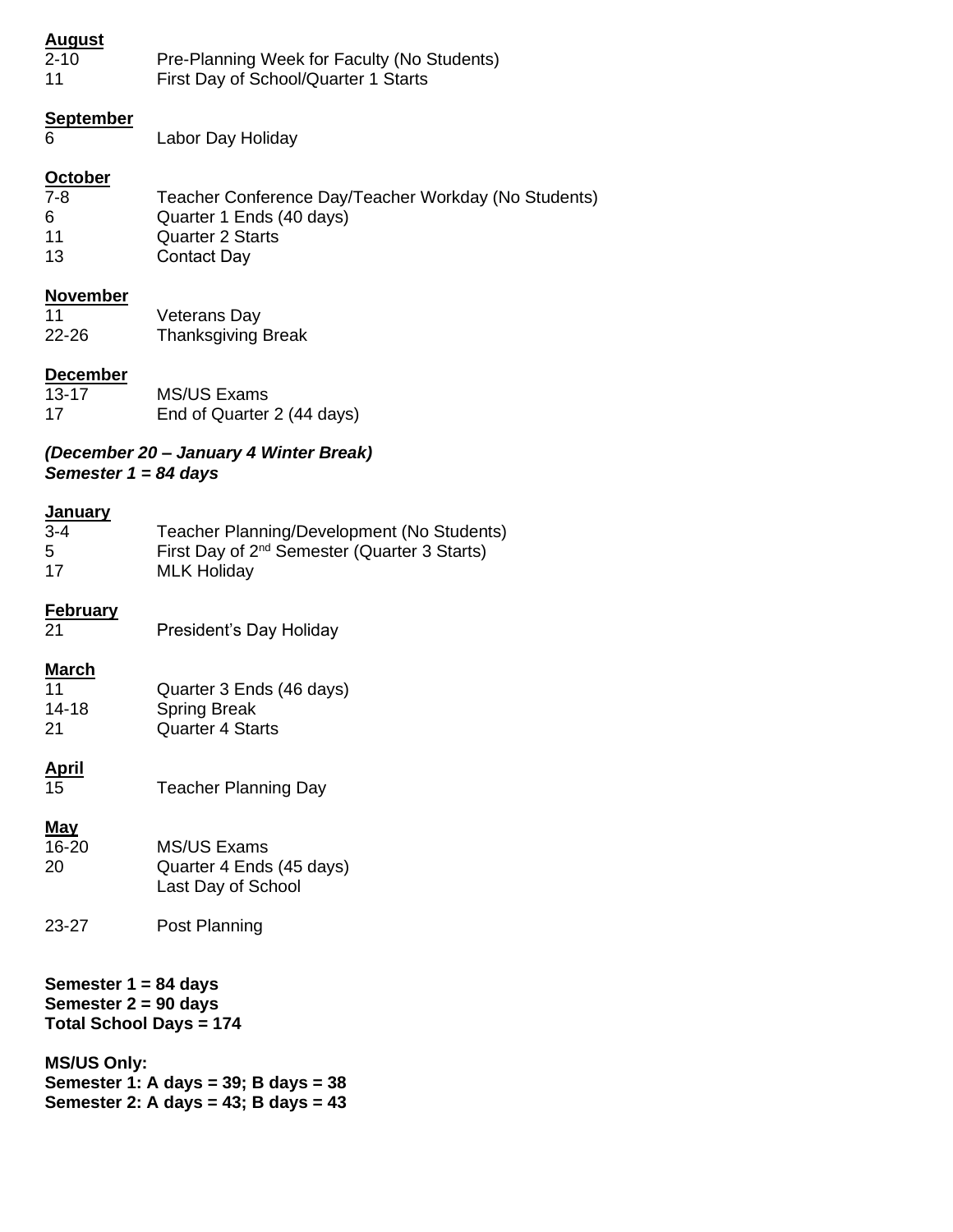**August**

| | |
|---|---|
| 2-10 | Pre-Planning Week for Faculty (No Students) |
| 11 | First Day of School/Quarter 1 Starts |

**September**

| | |
|---|---|
| 6 | Labor Day Holiday |

**October**

| | |
|---|---|
| 7-8 | Teacher Conference Day/Teacher Workday (No Students) |
| 6 | Quarter 1 Ends (40 days) |
| 11 | Quarter 2 Starts |
| 13 | Contact Day |

**November**

| | |
|---|---|
| 11 | Veterans Day |
| 22-26 | Thanksgiving Break |

**December**

| | |
|---|---|
| 13-17 | MS/US Exams |
| 17 | End of Quarter 2 (44 days) |

***(December 20 – January 4 Winter Break)***
***Semester 1 = 84 days***

**January**

| | |
|---|---|
| 3-4 | Teacher Planning/Development (No Students) |
| 5 | First Day of 2nd Semester (Quarter 3 Starts) |
| 17 | MLK Holiday |

**February**

| | |
|---|---|
| 21 | President's Day Holiday |

**March**

| | |
|---|---|
| 11 | Quarter 3 Ends (46 days) |
| 14-18 | Spring Break |
| 21 | Quarter 4 Starts |

**April**

| | |
|---|---|
| 15 | Teacher Planning Day |

**May**

| | |
|---|---|
| 16-20 | MS/US Exams |
| 20 | Quarter 4 Ends (45 days)<br>Last Day of School |
| 23-27 | Post Planning |

**Semester 1 = 84 days**
**Semester 2 = 90 days**
**Total School Days = 174**

**MS/US Only:**
**Semester 1: A days = 39; B days = 38**
**Semester 2: A days = 43; B days = 43**